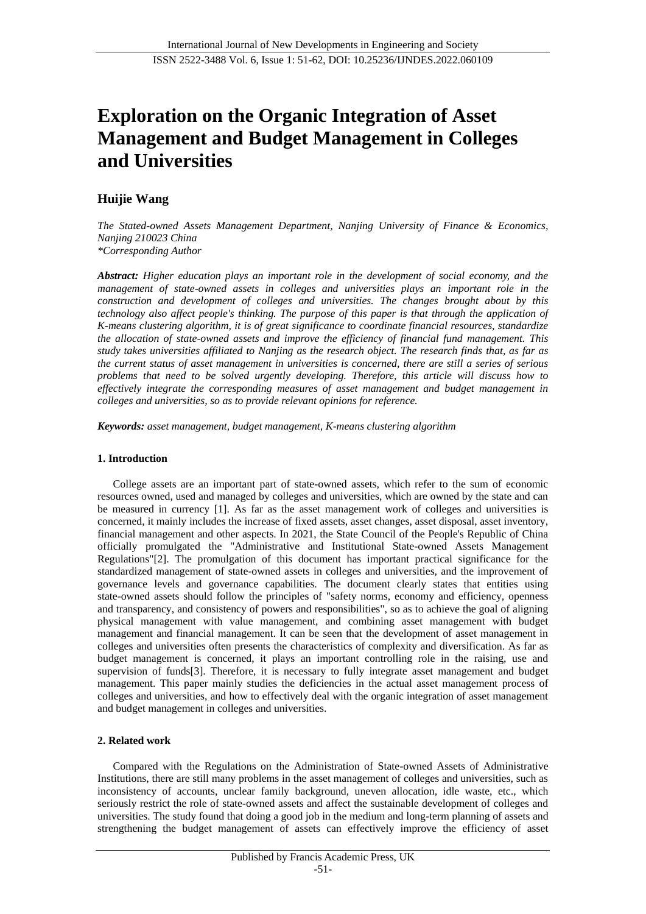# Exploration on the Organic Integration of Asset Management and Budget Management in Colleges and Universities

## Huijie Wang

*The Stated-owned Assets Management Department, Nanjing University of Finance & Economics, Nanjing 210023 China*
*\*Corresponding Author*

***Abstract:*** *Higher education plays an important role in the development of social economy, and the management of state-owned assets in colleges and universities plays an important role in the construction and development of colleges and universities. The changes brought about by this technology also affect people's thinking. The purpose of this paper is that through the application of K-means clustering algorithm, it is of great significance to coordinate financial resources, standardize the allocation of state-owned assets and improve the efficiency of financial fund management. This study takes universities affiliated to Nanjing as the research object. The research finds that, as far as the current status of asset management in universities is concerned, there are still a series of serious problems that need to be solved urgently developing. Therefore, this article will discuss how to effectively integrate the corresponding measures of asset management and budget management in colleges and universities, so as to provide relevant opinions for reference.*

***Keywords:*** *asset management, budget management, K-means clustering algorithm*

### 1. Introduction

College assets are an important part of state-owned assets, which refer to the sum of economic resources owned, used and managed by colleges and universities, which are owned by the state and can be measured in currency [1]. As far as the asset management work of colleges and universities is concerned, it mainly includes the increase of fixed assets, asset changes, asset disposal, asset inventory, financial management and other aspects. In 2021, the State Council of the People's Republic of China officially promulgated the "Administrative and Institutional State-owned Assets Management Regulations"[2]. The promulgation of this document has important practical significance for the standardized management of state-owned assets in colleges and universities, and the improvement of governance levels and governance capabilities. The document clearly states that entities using state-owned assets should follow the principles of "safety norms, economy and efficiency, openness and transparency, and consistency of powers and responsibilities", so as to achieve the goal of aligning physical management with value management, and combining asset management with budget management and financial management. It can be seen that the development of asset management in colleges and universities often presents the characteristics of complexity and diversification. As far as budget management is concerned, it plays an important controlling role in the raising, use and supervision of funds[3]. Therefore, it is necessary to fully integrate asset management and budget management. This paper mainly studies the deficiencies in the actual asset management process of colleges and universities, and how to effectively deal with the organic integration of asset management and budget management in colleges and universities.

### 2. Related work

Compared with the Regulations on the Administration of State-owned Assets of Administrative Institutions, there are still many problems in the asset management of colleges and universities, such as inconsistency of accounts, unclear family background, uneven allocation, idle waste, etc., which seriously restrict the role of state-owned assets and affect the sustainable development of colleges and universities. The study found that doing a good job in the medium and long-term planning of assets and strengthening the budget management of assets can effectively improve the efficiency of asset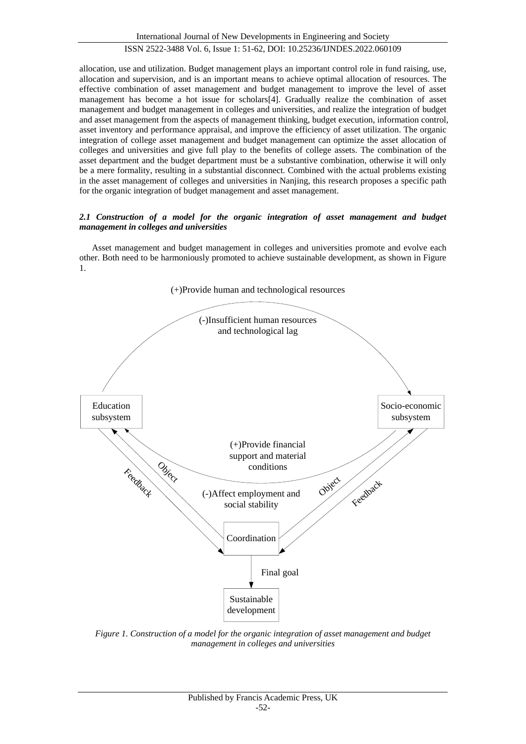allocation, use and utilization. Budget management plays an important control role in fund raising, use, allocation and supervision, and is an important means to achieve optimal allocation of resources. The effective combination of asset management and budget management to improve the level of asset management has become a hot issue for scholars[4]. Gradually realize the combination of asset management and budget management in colleges and universities, and realize the integration of budget and asset management from the aspects of management thinking, budget execution, information control, asset inventory and performance appraisal, and improve the efficiency of asset utilization. The organic integration of college asset management and budget management can optimize the asset allocation of colleges and universities and give full play to the benefits of college assets. The combination of the asset department and the budget department must be a substantive combination, otherwise it will only be a mere formality, resulting in a substantial disconnect. Combined with the actual problems existing in the asset management of colleges and universities in Nanjing, this research proposes a specific path for the organic integration of budget management and asset management.

### *2.1 Construction of a model for the organic integration of asset management and budget management in colleges and universities*

Asset management and budget management in colleges and universities promote and evolve each other. Both need to be harmoniously promoted to achieve sustainable development, as shown in Figure 1.

(+)Provide human and technological resources

(-)Insufficient human resources and technological lag

Education subsystem

Socio-economic subsystem

(+)Provide financial support and material conditions

(-)Affect employment and social stability

Feedback

Object

Object

Feedback

Coordination

Final goal

Sustainable development

*Figure 1. Construction of a model for the organic integration of asset management and budget management in colleges and universities*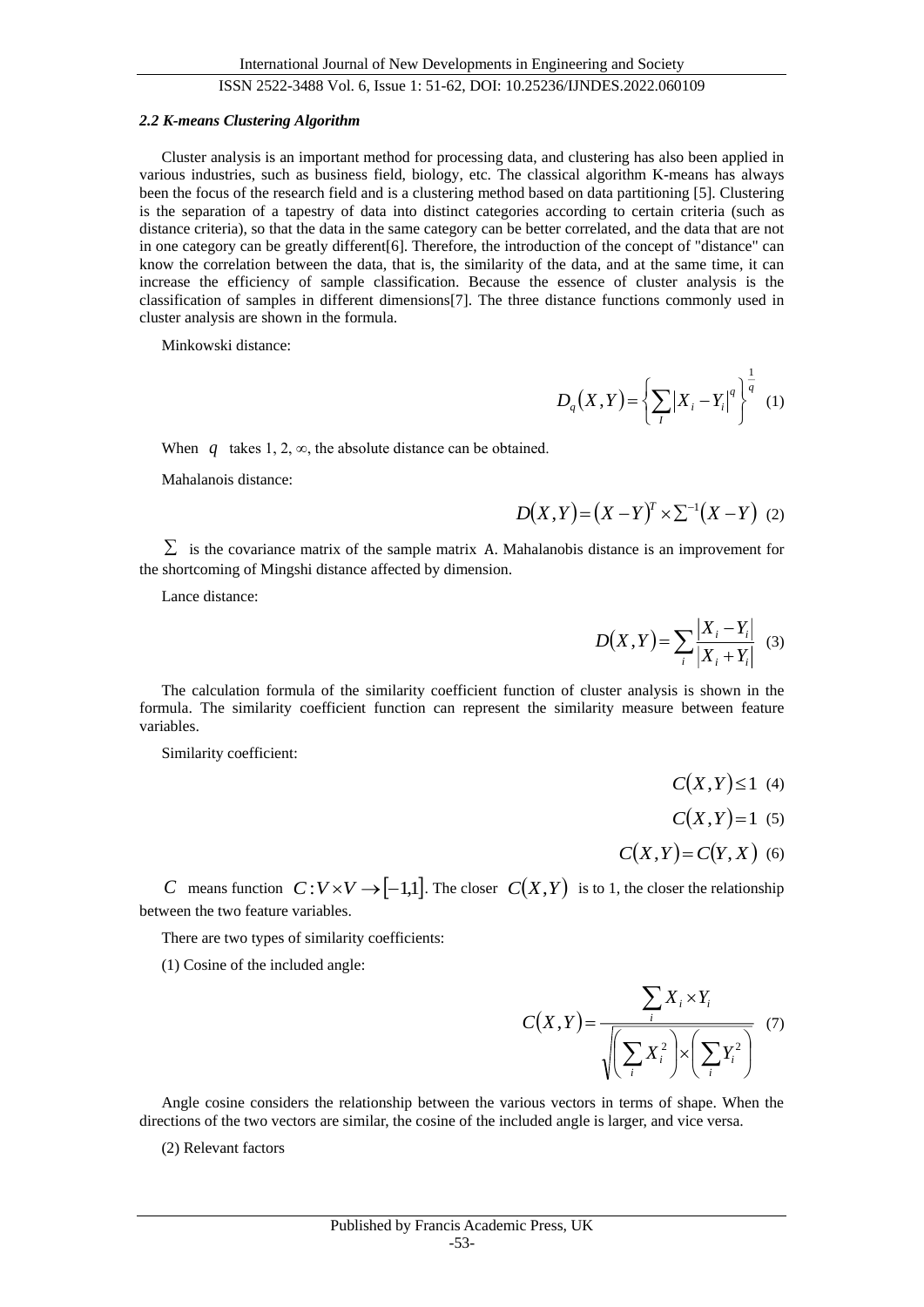### *2.2 K-means Clustering Algorithm*

Cluster analysis is an important method for processing data, and clustering has also been applied in various industries, such as business field, biology, etc. The classical algorithm K-means has always been the focus of the research field and is a clustering method based on data partitioning [5]. Clustering is the separation of a tapestry of data into distinct categories according to certain criteria (such as distance criteria), so that the data in the same category can be better correlated, and the data that are not in one category can be greatly different[6]. Therefore, the introduction of the concept of "distance" can know the correlation between the data, that is, the similarity of the data, and at the same time, it can increase the efficiency of sample classification. Because the essence of cluster analysis is the classification of samples in different dimensions[7]. The three distance functions commonly used in cluster analysis are shown in the formula.

Minkowski distance:

$$D_q(X,Y)=\left\{\sum_I |X_i-Y_i|^q\right\}^{\frac{1}{q}} \quad (1)$$

When $q$ takes 1, 2, $\infty$, the absolute distance can be obtained.

Mahalanois distance:

$$D(X,Y)=(X-Y)^T\times\sum^{-1}(X-Y) \quad (2)$$

$\sum$ is the covariance matrix of the sample matrix A. Mahalanobis distance is an improvement for the shortcoming of Mingshi distance affected by dimension.

Lance distance:

$$D(X,Y)=\sum_i\frac{|X_i-Y_i|}{|X_i+Y_i|} \quad (3)$$

The calculation formula of the similarity coefficient function of cluster analysis is shown in the formula. The similarity coefficient function can represent the similarity measure between feature variables.

Similarity coefficient:

$$C(X,Y)\le 1 \quad (4)$$

$$C(X,Y)=1 \quad (5)$$

$$C(X,Y)=C(Y,X) \quad (6)$$

$C$ means function $C:V\times V\to[-1,1]$. The closer $C(X,Y)$ is to 1, the closer the relationship between the two feature variables.

There are two types of similarity coefficients:

(1) Cosine of the included angle:

$$C(X,Y)=\frac{\sum_i X_i\times Y_i}{\sqrt{\left(\sum_i X_i^2\right)\times\left(\sum_i Y_i^2\right)}} \quad (7)$$

Angle cosine considers the relationship between the various vectors in terms of shape. When the directions of the two vectors are similar, the cosine of the included angle is larger, and vice versa.

(2) Relevant factors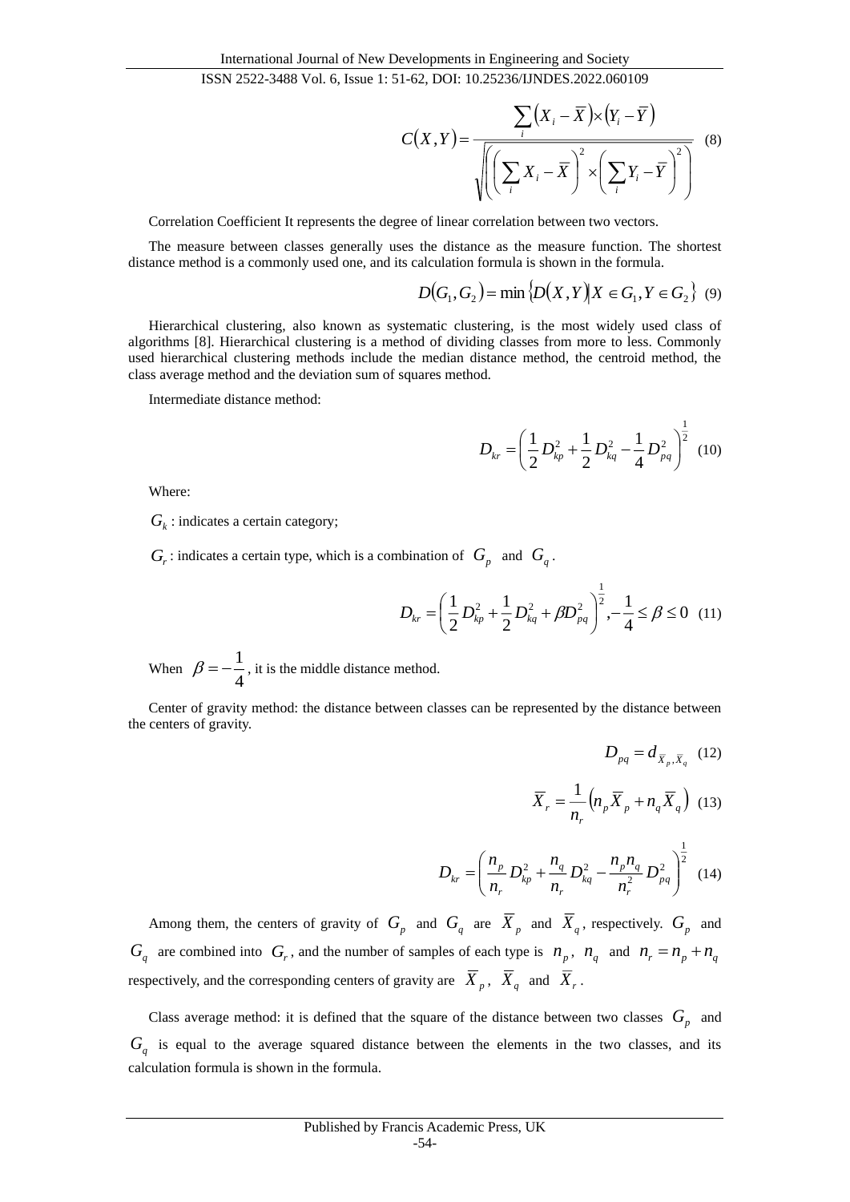$$C(X,Y)=\frac{\sum_i\left(X_i-\overline{X}\right)\times\left(Y_i-\overline{Y}\right)}{\sqrt{\left(\left(\sum_i X_i-\overline{X}\right)^2\times\left(\sum_i Y_i-\overline{Y}\right)^2\right)}} \quad (8)$$

Correlation Coefficient It represents the degree of linear correlation between two vectors.

The measure between classes generally uses the distance as the measure function. The shortest distance method is a commonly used one, and its calculation formula is shown in the formula.

$$D(G_1,G_2)=\min\left\{D(X,Y)\middle|X\in G_1,Y\in G_2\right\} \quad (9)$$

Hierarchical clustering, also known as systematic clustering, is the most widely used class of algorithms [8]. Hierarchical clustering is a method of dividing classes from more to less. Commonly used hierarchical clustering methods include the median distance method, the centroid method, the class average method and the deviation sum of squares method.

Intermediate distance method:

$$D_{kr}=\left(\frac{1}{2}D_{kp}^2+\frac{1}{2}D_{kq}^2-\frac{1}{4}D_{pq}^2\right)^{\frac{1}{2}} \quad (10)$$

Where:

$G_k$ : indicates a certain category;

$G_r$ : indicates a certain type, which is a combination of $G_p$ and $G_q$ .

$$D_{kr}=\left(\frac{1}{2}D_{kp}^2+\frac{1}{2}D_{kq}^2+\beta D_{pq}^2\right)^{\frac{1}{2}},-\frac{1}{4}\le\beta\le 0 \quad (11)$$

When $\beta=-\frac{1}{4}$ , it is the middle distance method.

Center of gravity method: the distance between classes can be represented by the distance between the centers of gravity.

$$D_{pq}=d_{\overline{X}_p,\overline{X}_q} \quad (12)$$

$$\overline{X}_r=\frac{1}{n_r}\left(n_p\overline{X}_p+n_q\overline{X}_q\right) \quad (13)$$

$$D_{kr}=\left(\frac{n_p}{n_r}D_{kp}^2+\frac{n_q}{n_r}D_{kq}^2-\frac{n_p n_q}{n_r^2}D_{pq}^2\right)^{\frac{1}{2}} \quad (14)$$

Among them, the centers of gravity of $G_p$ and $G_q$ are $\overline{X}_p$ and $\overline{X}_q$, respectively. $G_p$ and $G_q$ are combined into $G_r$, and the number of samples of each type is $n_p$, $n_q$ and $n_r=n_p+n_q$ respectively, and the corresponding centers of gravity are $\overline{X}_p$, $\overline{X}_q$ and $\overline{X}_r$.

Class average method: it is defined that the square of the distance between two classes $G_p$ and $G_q$ is equal to the average squared distance between the elements in the two classes, and its calculation formula is shown in the formula.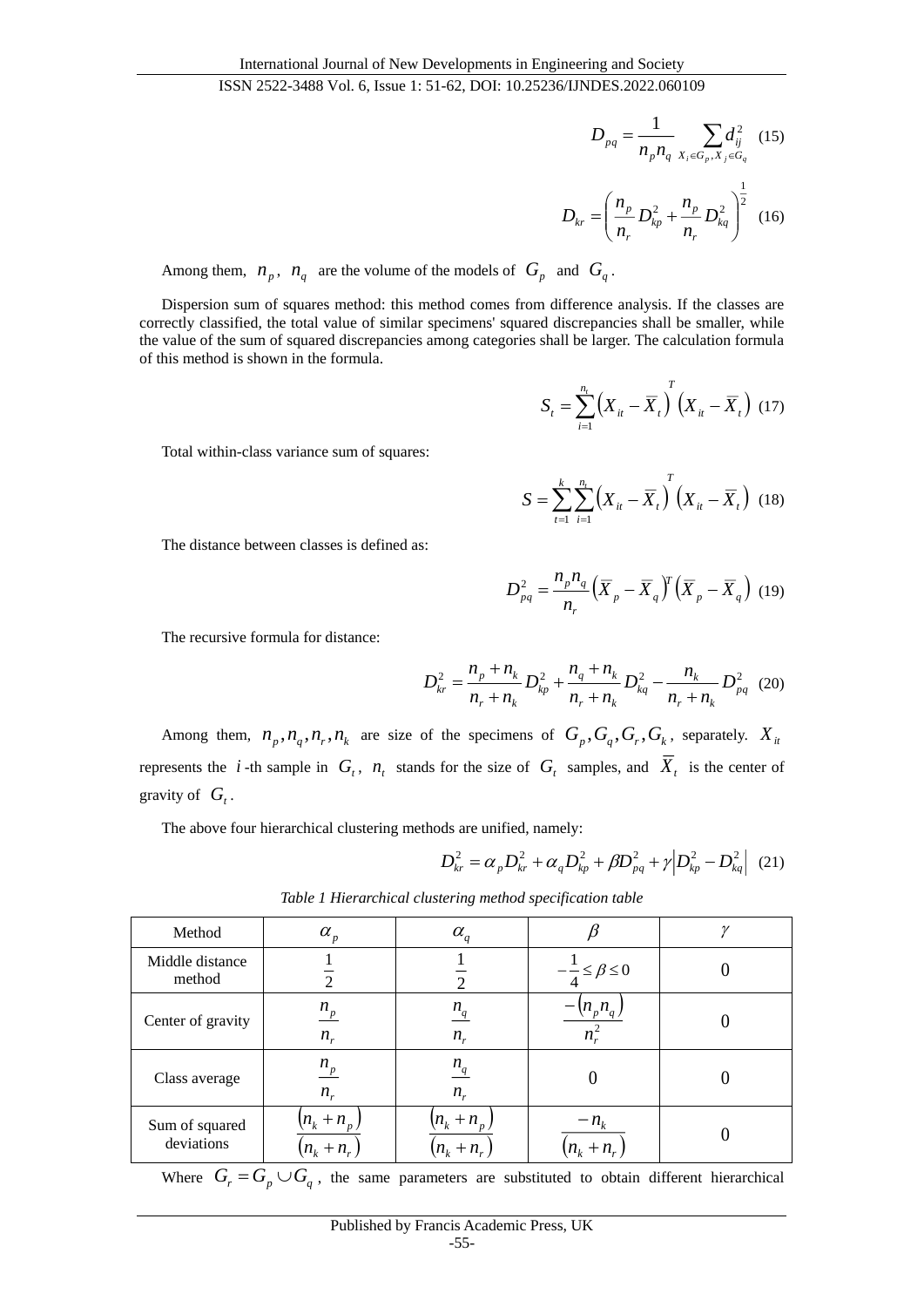$$D_{pq} = \frac{1}{n_p n_q} \sum_{X_i \in G_p, X_j \in G_q} d_{ij}^2 \quad (15)$$

$$D_{kr} = \left( \frac{n_p}{n_r} D_{kp}^2 + \frac{n_p}{n_r} D_{kq}^2 \right)^{\frac{1}{2}} \quad (16)$$

Among them, $n_p$, $n_q$ are the volume of the models of $G_p$ and $G_q$.

Dispersion sum of squares method: this method comes from difference analysis. If the classes are correctly classified, the total value of similar specimens' squared discrepancies shall be smaller, while the value of the sum of squared discrepancies among categories shall be larger. The calculation formula of this method is shown in the formula.

$$S_t = \sum_{i=1}^{n_t} \left( X_{it} - \overline{X}_t \right)^T \left( X_{it} - \overline{X}_t \right) \quad (17)$$

Total within-class variance sum of squares:

$$S = \sum_{t=1}^{k} \sum_{i=1}^{n_t} \left( X_{it} - \overline{X}_t \right)^T \left( X_{it} - \overline{X}_t \right) \quad (18)$$

The distance between classes is defined as:

$$D_{pq}^2 = \frac{n_p n_q}{n_r} \left( \overline{X}_p - \overline{X}_q \right)^T \left( \overline{X}_p - \overline{X}_q \right) \quad (19)$$

The recursive formula for distance:

$$D_{kr}^2 = \frac{n_p + n_k}{n_r + n_k} D_{kp}^2 + \frac{n_q + n_k}{n_r + n_k} D_{kq}^2 - \frac{n_k}{n_r + n_k} D_{pq}^2 \quad (20)$$

Among them, $n_p, n_q, n_r, n_k$ are size of the specimens of $G_p, G_q, G_r, G_k$, separately. $X_{it}$ represents the $i$-th sample in $G_t$, $n_t$ stands for the size of $G_t$ samples, and $\overline{X}_t$ is the center of gravity of $G_t$.

The above four hierarchical clustering methods are unified, namely:

$$D_{kr}^2 = \alpha_p D_{kr}^2 + \alpha_q D_{kp}^2 + \beta D_{pq}^2 + \gamma \left| D_{kp}^2 - D_{kq}^2 \right| \quad (21)$$

*Table 1 Hierarchical clustering method specification table*

| Method | $\alpha_p$ | $\alpha_q$ | $\beta$ | $\gamma$ |
|---|---|---|---|---|
| Middle distance method | $\frac{1}{2}$ | $\frac{1}{2}$ | $-\frac{1}{4} \le \beta \le 0$ | 0 |
| Center of gravity | $\frac{n_p}{n_r}$ | $\frac{n_q}{n_r}$ | $\frac{-\left(n_p n_q\right)}{n_r^2}$ | 0 |
| Class average | $\frac{n_p}{n_r}$ | $\frac{n_q}{n_r}$ | 0 | 0 |
| Sum of squared deviations | $\frac{\left(n_k + n_p\right)}{\left(n_k + n_r\right)}$ | $\frac{\left(n_k + n_p\right)}{\left(n_k + n_r\right)}$ | $\frac{-n_k}{\left(n_k + n_r\right)}$ | 0 |

Where $G_r = G_p \cup G_q$, the same parameters are substituted to obtain different hierarchical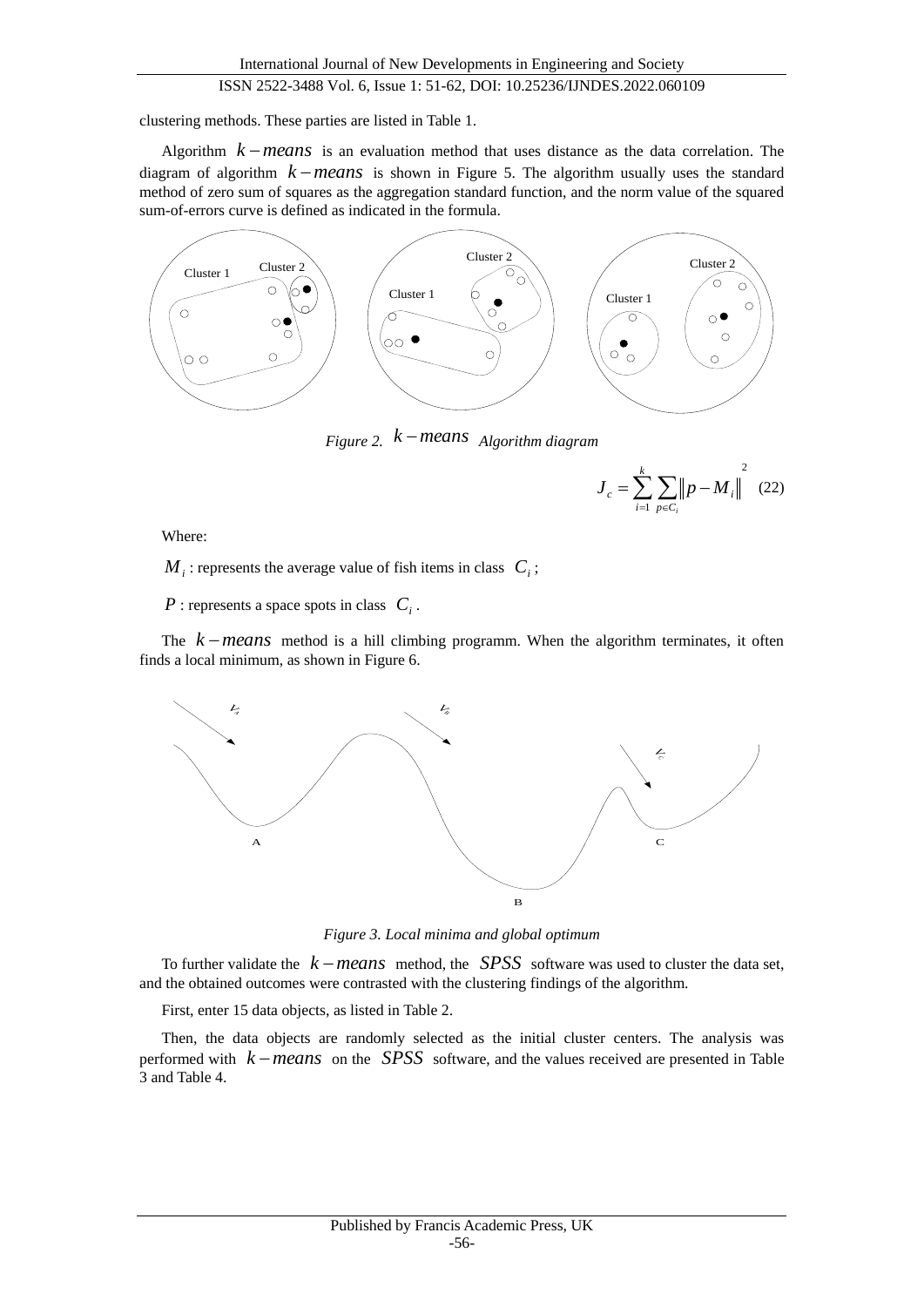clustering methods. These parties are listed in Table 1.

Algorithm $k-means$ is an evaluation method that uses distance as the data correlation. The diagram of algorithm $k-means$ is shown in Figure 5. The algorithm usually uses the standard method of zero sum of squares as the aggregation standard function, and the norm value of the squared sum-of-errors curve is defined as indicated in the formula.

*Figure 2. $k-means$ Algorithm diagram*

$$J_c = \sum_{i=1}^{k} \sum_{p \in C_i} \left\| p - M_i \right\|^2 \quad (22)$$

Where:

$M_i$ : represents the average value of fish items in class $C_i$ ;

$P$ : represents a space spots in class $C_i$ .

The $k-means$ method is a hill climbing programm. When the algorithm terminates, it often finds a local minimum, as shown in Figure 6.

*Figure 3. Local minima and global optimum*

To further validate the $k-means$ method, the $SPSS$ software was used to cluster the data set, and the obtained outcomes were contrasted with the clustering findings of the algorithm.

First, enter 15 data objects, as listed in Table 2.

Then, the data objects are randomly selected as the initial cluster centers. The analysis was performed with $k-means$ on the $SPSS$ software, and the values received are presented in Table 3 and Table 4.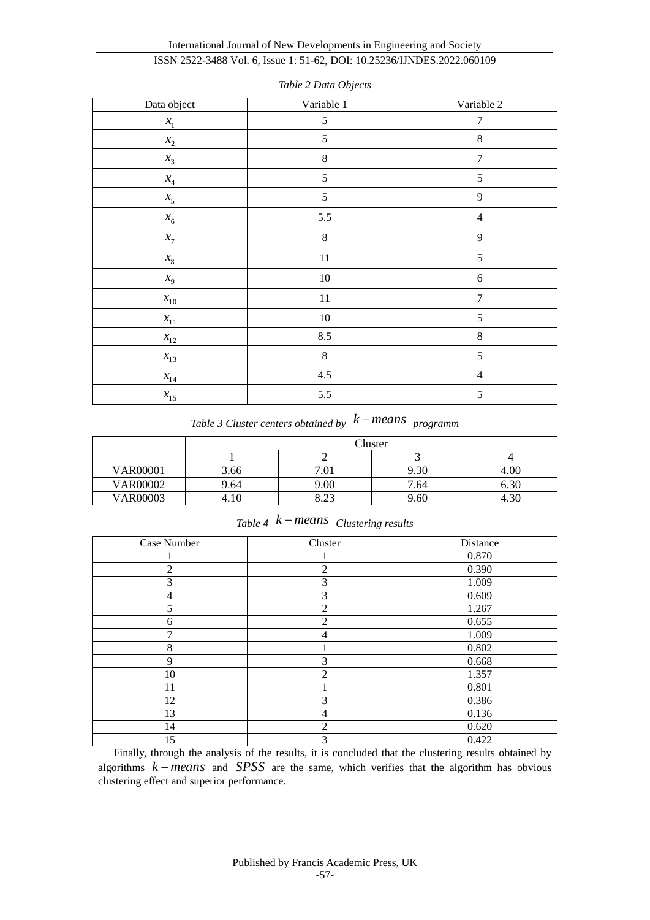*Table 2 Data Objects*

| Data object | Variable 1 | Variable 2 |
|---|---|---|
| $x_1$ | 5 | 7 |
| $x_2$ | 5 | 8 |
| $x_3$ | 8 | 7 |
| $x_4$ | 5 | 5 |
| $x_5$ | 5 | 9 |
| $x_6$ | 5.5 | 4 |
| $x_7$ | 8 | 9 |
| $x_8$ | 11 | 5 |
| $x_9$ | 10 | 6 |
| $x_{10}$ | 11 | 7 |
| $x_{11}$ | 10 | 5 |
| $x_{12}$ | 8.5 | 8 |
| $x_{13}$ | 8 | 5 |
| $x_{14}$ | 4.5 | 4 |
| $x_{15}$ | 5.5 | 5 |

*Table 3 Cluster centers obtained by $k-means$ programm*

| | Cluster | | | |
|---|---|---|---|---|
| | 1 | 2 | 3 | 4 |
| VAR00001 | 3.66 | 7.01 | 9.30 | 4.00 |
| VAR00002 | 9.64 | 9.00 | 7.64 | 6.30 |
| VAR00003 | 4.10 | 8.23 | 9.60 | 4.30 |

*Table 4 $k-means$ Clustering results*

| Case Number | Cluster | Distance |
|---|---|---|
| 1 | 1 | 0.870 |
| 2 | 2 | 0.390 |
| 3 | 3 | 1.009 |
| 4 | 3 | 0.609 |
| 5 | 2 | 1.267 |
| 6 | 2 | 0.655 |
| 7 | 4 | 1.009 |
| 8 | 1 | 0.802 |
| 9 | 3 | 0.668 |
| 10 | 2 | 1.357 |
| 11 | 1 | 0.801 |
| 12 | 3 | 0.386 |
| 13 | 4 | 0.136 |
| 14 | 2 | 0.620 |
| 15 | 3 | 0.422 |

Finally, through the analysis of the results, it is concluded that the clustering results obtained by algorithms $k-means$ and $SPSS$ are the same, which verifies that the algorithm has obvious clustering effect and superior performance.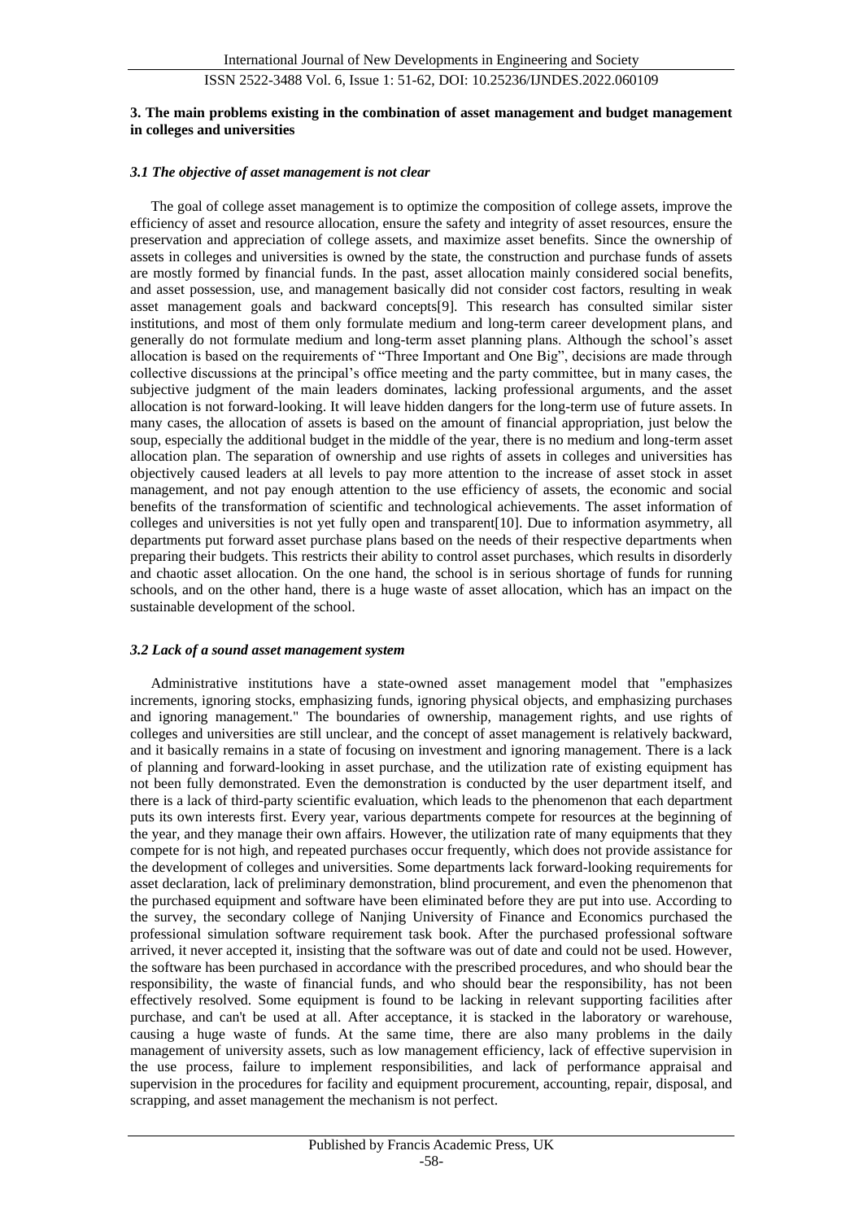### 3. The main problems existing in the combination of asset management and budget management in colleges and universities

#### *3.1 The objective of asset management is not clear*

The goal of college asset management is to optimize the composition of college assets, improve the efficiency of asset and resource allocation, ensure the safety and integrity of asset resources, ensure the preservation and appreciation of college assets, and maximize asset benefits. Since the ownership of assets in colleges and universities is owned by the state, the construction and purchase funds of assets are mostly formed by financial funds. In the past, asset allocation mainly considered social benefits, and asset possession, use, and management basically did not consider cost factors, resulting in weak asset management goals and backward concepts[9]. This research has consulted similar sister institutions, and most of them only formulate medium and long-term career development plans, and generally do not formulate medium and long-term asset planning plans. Although the school's asset allocation is based on the requirements of "Three Important and One Big", decisions are made through collective discussions at the principal's office meeting and the party committee, but in many cases, the subjective judgment of the main leaders dominates, lacking professional arguments, and the asset allocation is not forward-looking. It will leave hidden dangers for the long-term use of future assets. In many cases, the allocation of assets is based on the amount of financial appropriation, just below the soup, especially the additional budget in the middle of the year, there is no medium and long-term asset allocation plan. The separation of ownership and use rights of assets in colleges and universities has objectively caused leaders at all levels to pay more attention to the increase of asset stock in asset management, and not pay enough attention to the use efficiency of assets, the economic and social benefits of the transformation of scientific and technological achievements. The asset information of colleges and universities is not yet fully open and transparent[10]. Due to information asymmetry, all departments put forward asset purchase plans based on the needs of their respective departments when preparing their budgets. This restricts their ability to control asset purchases, which results in disorderly and chaotic asset allocation. On the one hand, the school is in serious shortage of funds for running schools, and on the other hand, there is a huge waste of asset allocation, which has an impact on the sustainable development of the school.

#### *3.2 Lack of a sound asset management system*

Administrative institutions have a state-owned asset management model that "emphasizes increments, ignoring stocks, emphasizing funds, ignoring physical objects, and emphasizing purchases and ignoring management." The boundaries of ownership, management rights, and use rights of colleges and universities are still unclear, and the concept of asset management is relatively backward, and it basically remains in a state of focusing on investment and ignoring management. There is a lack of planning and forward-looking in asset purchase, and the utilization rate of existing equipment has not been fully demonstrated. Even the demonstration is conducted by the user department itself, and there is a lack of third-party scientific evaluation, which leads to the phenomenon that each department puts its own interests first. Every year, various departments compete for resources at the beginning of the year, and they manage their own affairs. However, the utilization rate of many equipments that they compete for is not high, and repeated purchases occur frequently, which does not provide assistance for the development of colleges and universities. Some departments lack forward-looking requirements for asset declaration, lack of preliminary demonstration, blind procurement, and even the phenomenon that the purchased equipment and software have been eliminated before they are put into use. According to the survey, the secondary college of Nanjing University of Finance and Economics purchased the professional simulation software requirement task book. After the purchased professional software arrived, it never accepted it, insisting that the software was out of date and could not be used. However, the software has been purchased in accordance with the prescribed procedures, and who should bear the responsibility, the waste of financial funds, and who should bear the responsibility, has not been effectively resolved. Some equipment is found to be lacking in relevant supporting facilities after purchase, and can't be used at all. After acceptance, it is stacked in the laboratory or warehouse, causing a huge waste of funds. At the same time, there are also many problems in the daily management of university assets, such as low management efficiency, lack of effective supervision in the use process, failure to implement responsibilities, and lack of performance appraisal and supervision in the procedures for facility and equipment procurement, accounting, repair, disposal, and scrapping, and asset management the mechanism is not perfect.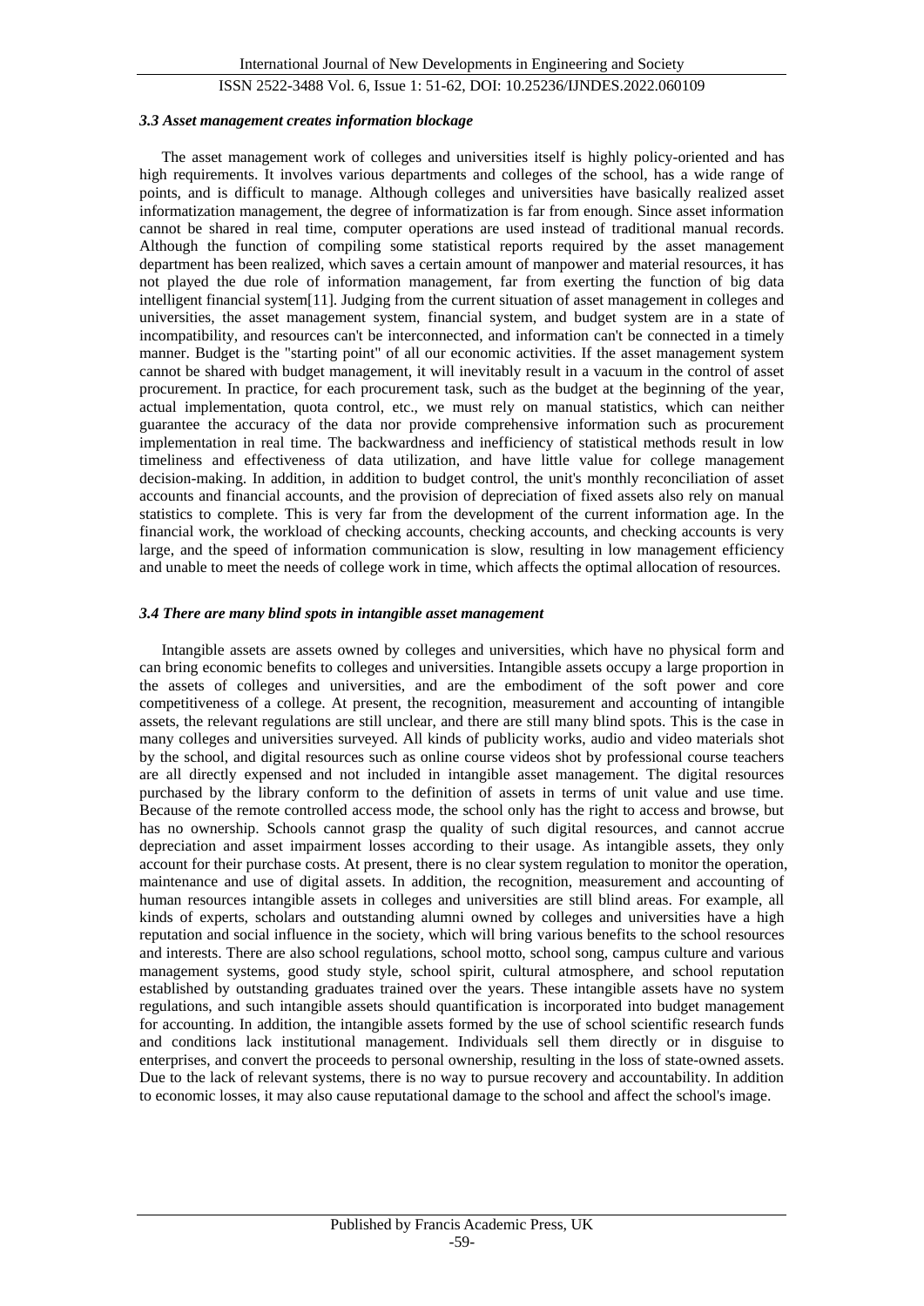### *3.3 Asset management creates information blockage*

The asset management work of colleges and universities itself is highly policy-oriented and has high requirements. It involves various departments and colleges of the school, has a wide range of points, and is difficult to manage. Although colleges and universities have basically realized asset informatization management, the degree of informatization is far from enough. Since asset information cannot be shared in real time, computer operations are used instead of traditional manual records. Although the function of compiling some statistical reports required by the asset management department has been realized, which saves a certain amount of manpower and material resources, it has not played the due role of information management, far from exerting the function of big data intelligent financial system[11]. Judging from the current situation of asset management in colleges and universities, the asset management system, financial system, and budget system are in a state of incompatibility, and resources can't be interconnected, and information can't be connected in a timely manner. Budget is the "starting point" of all our economic activities. If the asset management system cannot be shared with budget management, it will inevitably result in a vacuum in the control of asset procurement. In practice, for each procurement task, such as the budget at the beginning of the year, actual implementation, quota control, etc., we must rely on manual statistics, which can neither guarantee the accuracy of the data nor provide comprehensive information such as procurement implementation in real time. The backwardness and inefficiency of statistical methods result in low timeliness and effectiveness of data utilization, and have little value for college management decision-making. In addition, in addition to budget control, the unit's monthly reconciliation of asset accounts and financial accounts, and the provision of depreciation of fixed assets also rely on manual statistics to complete. This is very far from the development of the current information age. In the financial work, the workload of checking accounts, checking accounts, and checking accounts is very large, and the speed of information communication is slow, resulting in low management efficiency and unable to meet the needs of college work in time, which affects the optimal allocation of resources.

### *3.4 There are many blind spots in intangible asset management*

Intangible assets are assets owned by colleges and universities, which have no physical form and can bring economic benefits to colleges and universities. Intangible assets occupy a large proportion in the assets of colleges and universities, and are the embodiment of the soft power and core competitiveness of a college. At present, the recognition, measurement and accounting of intangible assets, the relevant regulations are still unclear, and there are still many blind spots. This is the case in many colleges and universities surveyed. All kinds of publicity works, audio and video materials shot by the school, and digital resources such as online course videos shot by professional course teachers are all directly expensed and not included in intangible asset management. The digital resources purchased by the library conform to the definition of assets in terms of unit value and use time. Because of the remote controlled access mode, the school only has the right to access and browse, but has no ownership. Schools cannot grasp the quality of such digital resources, and cannot accrue depreciation and asset impairment losses according to their usage. As intangible assets, they only account for their purchase costs. At present, there is no clear system regulation to monitor the operation, maintenance and use of digital assets. In addition, the recognition, measurement and accounting of human resources intangible assets in colleges and universities are still blind areas. For example, all kinds of experts, scholars and outstanding alumni owned by colleges and universities have a high reputation and social influence in the society, which will bring various benefits to the school resources and interests. There are also school regulations, school motto, school song, campus culture and various management systems, good study style, school spirit, cultural atmosphere, and school reputation established by outstanding graduates trained over the years. These intangible assets have no system regulations, and such intangible assets should quantification is incorporated into budget management for accounting. In addition, the intangible assets formed by the use of school scientific research funds and conditions lack institutional management. Individuals sell them directly or in disguise to enterprises, and convert the proceeds to personal ownership, resulting in the loss of state-owned assets. Due to the lack of relevant systems, there is no way to pursue recovery and accountability. In addition to economic losses, it may also cause reputational damage to the school and affect the school's image.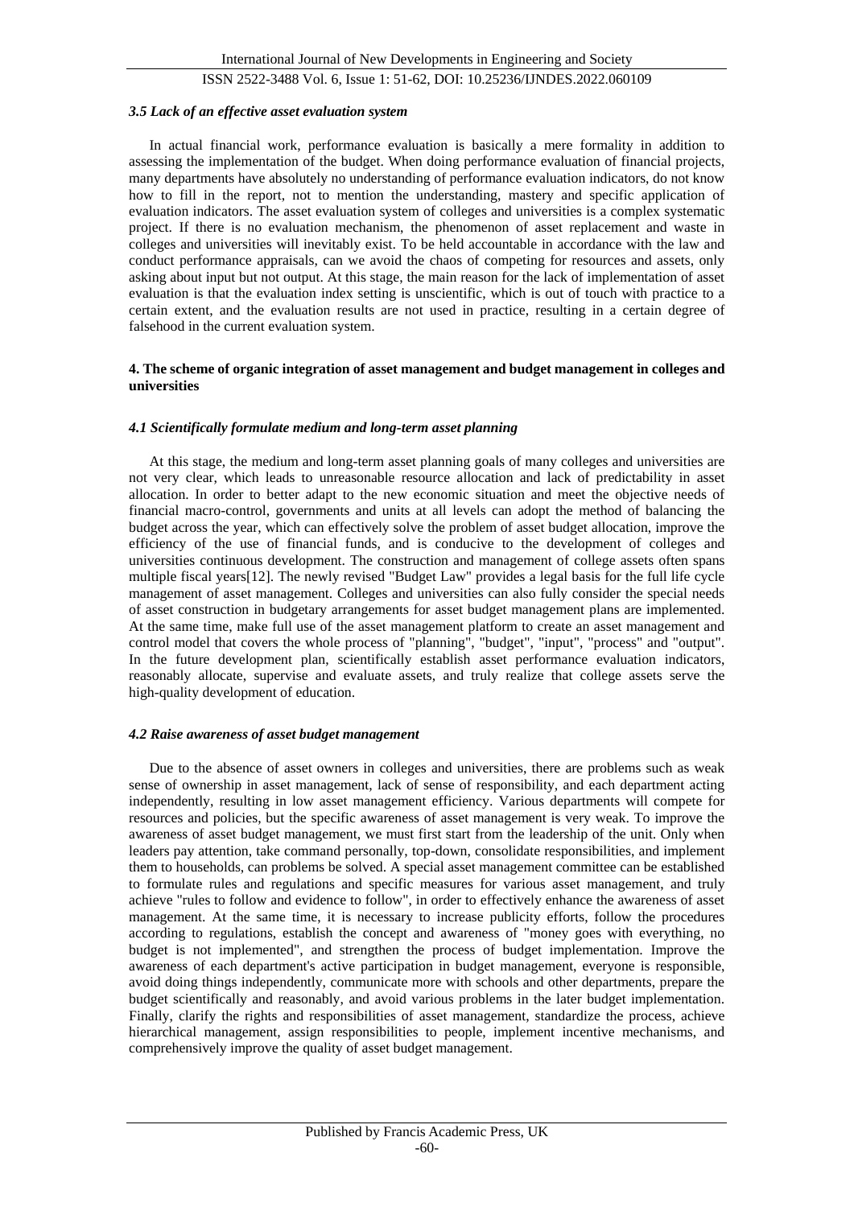### *3.5 Lack of an effective asset evaluation system*

In actual financial work, performance evaluation is basically a mere formality in addition to assessing the implementation of the budget. When doing performance evaluation of financial projects, many departments have absolutely no understanding of performance evaluation indicators, do not know how to fill in the report, not to mention the understanding, mastery and specific application of evaluation indicators. The asset evaluation system of colleges and universities is a complex systematic project. If there is no evaluation mechanism, the phenomenon of asset replacement and waste in colleges and universities will inevitably exist. To be held accountable in accordance with the law and conduct performance appraisals, can we avoid the chaos of competing for resources and assets, only asking about input but not output. At this stage, the main reason for the lack of implementation of asset evaluation is that the evaluation index setting is unscientific, which is out of touch with practice to a certain extent, and the evaluation results are not used in practice, resulting in a certain degree of falsehood in the current evaluation system.

## 4. The scheme of organic integration of asset management and budget management in colleges and universities

### *4.1 Scientifically formulate medium and long-term asset planning*

At this stage, the medium and long-term asset planning goals of many colleges and universities are not very clear, which leads to unreasonable resource allocation and lack of predictability in asset allocation. In order to better adapt to the new economic situation and meet the objective needs of financial macro-control, governments and units at all levels can adopt the method of balancing the budget across the year, which can effectively solve the problem of asset budget allocation, improve the efficiency of the use of financial funds, and is conducive to the development of colleges and universities continuous development. The construction and management of college assets often spans multiple fiscal years[12]. The newly revised "Budget Law" provides a legal basis for the full life cycle management of asset management. Colleges and universities can also fully consider the special needs of asset construction in budgetary arrangements for asset budget management plans are implemented. At the same time, make full use of the asset management platform to create an asset management and control model that covers the whole process of "planning", "budget", "input", "process" and "output". In the future development plan, scientifically establish asset performance evaluation indicators, reasonably allocate, supervise and evaluate assets, and truly realize that college assets serve the high-quality development of education.

### *4.2 Raise awareness of asset budget management*

Due to the absence of asset owners in colleges and universities, there are problems such as weak sense of ownership in asset management, lack of sense of responsibility, and each department acting independently, resulting in low asset management efficiency. Various departments will compete for resources and policies, but the specific awareness of asset management is very weak. To improve the awareness of asset budget management, we must first start from the leadership of the unit. Only when leaders pay attention, take command personally, top-down, consolidate responsibilities, and implement them to households, can problems be solved. A special asset management committee can be established to formulate rules and regulations and specific measures for various asset management, and truly achieve "rules to follow and evidence to follow", in order to effectively enhance the awareness of asset management. At the same time, it is necessary to increase publicity efforts, follow the procedures according to regulations, establish the concept and awareness of "money goes with everything, no budget is not implemented", and strengthen the process of budget implementation. Improve the awareness of each department's active participation in budget management, everyone is responsible, avoid doing things independently, communicate more with schools and other departments, prepare the budget scientifically and reasonably, and avoid various problems in the later budget implementation. Finally, clarify the rights and responsibilities of asset management, standardize the process, achieve hierarchical management, assign responsibilities to people, implement incentive mechanisms, and comprehensively improve the quality of asset budget management.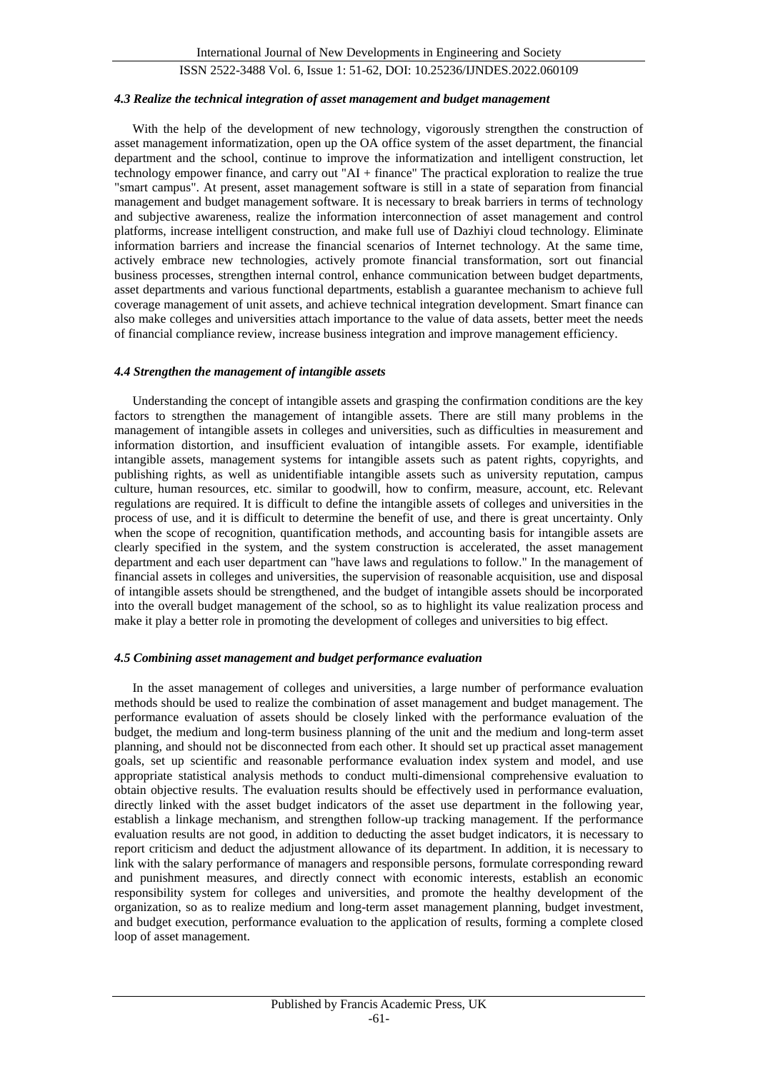#### *4.3 Realize the technical integration of asset management and budget management*

With the help of the development of new technology, vigorously strengthen the construction of asset management informatization, open up the OA office system of the asset department, the financial department and the school, continue to improve the informatization and intelligent construction, let technology empower finance, and carry out "AI + finance" The practical exploration to realize the true "smart campus". At present, asset management software is still in a state of separation from financial management and budget management software. It is necessary to break barriers in terms of technology and subjective awareness, realize the information interconnection of asset management and control platforms, increase intelligent construction, and make full use of Dazhiyi cloud technology. Eliminate information barriers and increase the financial scenarios of Internet technology. At the same time, actively embrace new technologies, actively promote financial transformation, sort out financial business processes, strengthen internal control, enhance communication between budget departments, asset departments and various functional departments, establish a guarantee mechanism to achieve full coverage management of unit assets, and achieve technical integration development. Smart finance can also make colleges and universities attach importance to the value of data assets, better meet the needs of financial compliance review, increase business integration and improve management efficiency.

#### *4.4 Strengthen the management of intangible assets*

Understanding the concept of intangible assets and grasping the confirmation conditions are the key factors to strengthen the management of intangible assets. There are still many problems in the management of intangible assets in colleges and universities, such as difficulties in measurement and information distortion, and insufficient evaluation of intangible assets. For example, identifiable intangible assets, management systems for intangible assets such as patent rights, copyrights, and publishing rights, as well as unidentifiable intangible assets such as university reputation, campus culture, human resources, etc. similar to goodwill, how to confirm, measure, account, etc. Relevant regulations are required. It is difficult to define the intangible assets of colleges and universities in the process of use, and it is difficult to determine the benefit of use, and there is great uncertainty. Only when the scope of recognition, quantification methods, and accounting basis for intangible assets are clearly specified in the system, and the system construction is accelerated, the asset management department and each user department can "have laws and regulations to follow." In the management of financial assets in colleges and universities, the supervision of reasonable acquisition, use and disposal of intangible assets should be strengthened, and the budget of intangible assets should be incorporated into the overall budget management of the school, so as to highlight its value realization process and make it play a better role in promoting the development of colleges and universities to big effect.

#### *4.5 Combining asset management and budget performance evaluation*

In the asset management of colleges and universities, a large number of performance evaluation methods should be used to realize the combination of asset management and budget management. The performance evaluation of assets should be closely linked with the performance evaluation of the budget, the medium and long-term business planning of the unit and the medium and long-term asset planning, and should not be disconnected from each other. It should set up practical asset management goals, set up scientific and reasonable performance evaluation index system and model, and use appropriate statistical analysis methods to conduct multi-dimensional comprehensive evaluation to obtain objective results. The evaluation results should be effectively used in performance evaluation, directly linked with the asset budget indicators of the asset use department in the following year, establish a linkage mechanism, and strengthen follow-up tracking management. If the performance evaluation results are not good, in addition to deducting the asset budget indicators, it is necessary to report criticism and deduct the adjustment allowance of its department. In addition, it is necessary to link with the salary performance of managers and responsible persons, formulate corresponding reward and punishment measures, and directly connect with economic interests, establish an economic responsibility system for colleges and universities, and promote the healthy development of the organization, so as to realize medium and long-term asset management planning, budget investment, and budget execution, performance evaluation to the application of results, forming a complete closed loop of asset management.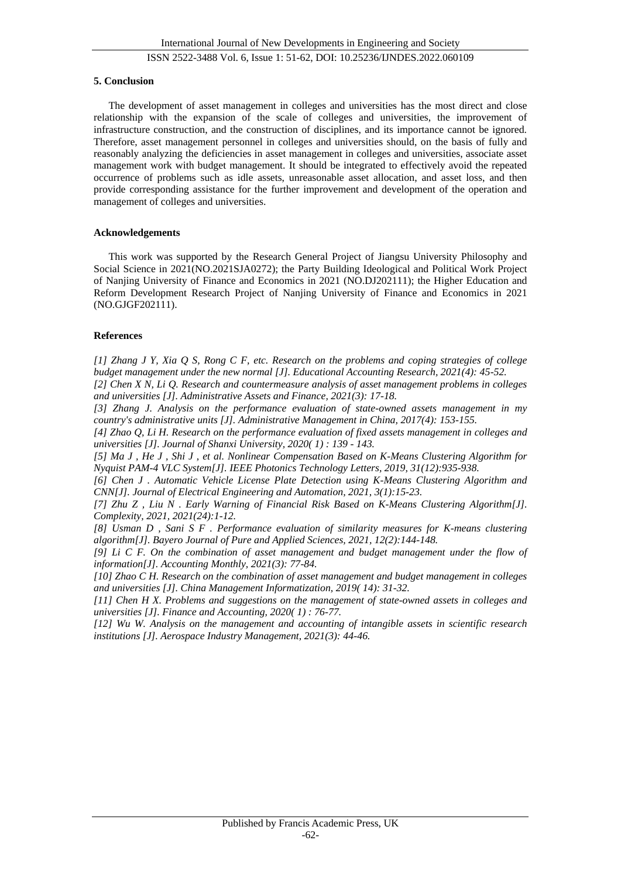## 5. Conclusion

The development of asset management in colleges and universities has the most direct and close relationship with the expansion of the scale of colleges and universities, the improvement of infrastructure construction, and the construction of disciplines, and its importance cannot be ignored. Therefore, asset management personnel in colleges and universities should, on the basis of fully and reasonably analyzing the deficiencies in asset management in colleges and universities, associate asset management work with budget management. It should be integrated to effectively avoid the repeated occurrence of problems such as idle assets, unreasonable asset allocation, and asset loss, and then provide corresponding assistance for the further improvement and development of the operation and management of colleges and universities.

## Acknowledgements

This work was supported by the Research General Project of Jiangsu University Philosophy and Social Science in 2021(NO.2021SJA0272); the Party Building Ideological and Political Work Project of Nanjing University of Finance and Economics in 2021 (NO.DJ202111); the Higher Education and Reform Development Research Project of Nanjing University of Finance and Economics in 2021 (NO.GJGF202111).

## References

*[1] Zhang J Y, Xia Q S, Rong C F, etc. Research on the problems and coping strategies of college budget management under the new normal [J]. Educational Accounting Research, 2021(4): 45-52.*

*[2] Chen X N, Li Q. Research and countermeasure analysis of asset management problems in colleges and universities [J]. Administrative Assets and Finance, 2021(3): 17-18.*

*[3] Zhang J. Analysis on the performance evaluation of state-owned assets management in my country's administrative units [J]. Administrative Management in China, 2017(4): 153-155.*

*[4] Zhao Q, Li H. Research on the performance evaluation of fixed assets management in colleges and universities [J]. Journal of Shanxi University, 2020( 1) : 139 - 143.*

*[5] Ma J , He J , Shi J , et al. Nonlinear Compensation Based on K-Means Clustering Algorithm for Nyquist PAM-4 VLC System[J]. IEEE Photonics Technology Letters, 2019, 31(12):935-938.*

*[6] Chen J . Automatic Vehicle License Plate Detection using K-Means Clustering Algorithm and CNN[J]. Journal of Electrical Engineering and Automation, 2021, 3(1):15-23.*

*[7] Zhu Z , Liu N . Early Warning of Financial Risk Based on K-Means Clustering Algorithm[J]. Complexity, 2021, 2021(24):1-12.*

*[8] Usman D , Sani S F . Performance evaluation of similarity measures for K-means clustering algorithm[J]. Bayero Journal of Pure and Applied Sciences, 2021, 12(2):144-148.*

*[9] Li C F. On the combination of asset management and budget management under the flow of information[J]. Accounting Monthly, 2021(3): 77-84.*

*[10] Zhao C H. Research on the combination of asset management and budget management in colleges and universities [J]. China Management Informatization, 2019( 14): 31-32.*

*[11] Chen H X. Problems and suggestions on the management of state-owned assets in colleges and universities [J]. Finance and Accounting, 2020( 1) : 76-77.*

*[12] Wu W. Analysis on the management and accounting of intangible assets in scientific research institutions [J]. Aerospace Industry Management, 2021(3): 44-46.*